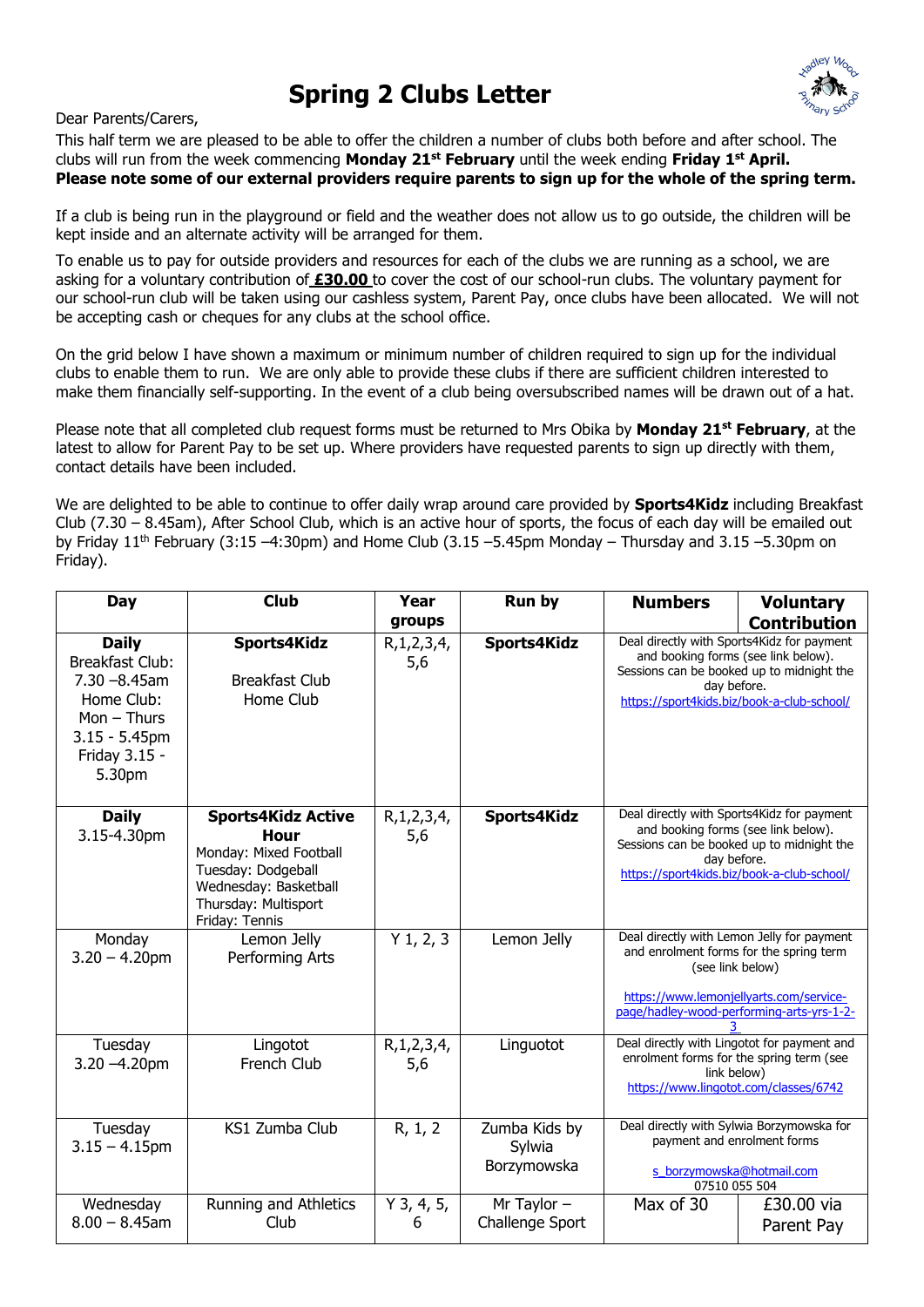# Spring 2 Clubs Letter

Dear Parents/Carers,

This half term we are pleased to be able to offer the children a number of clubs both before and after school. The clubs will run from the week commencing **Monday 21st February** until the week ending **Friday 1st April.**
**Please note some of our external providers require parents to sign up for the whole of the spring term.**

If a club is being run in the playground or field and the weather does not allow us to go outside, the children will be kept inside and an alternate activity will be arranged for them.

To enable us to pay for outside providers and resources for each of the clubs we are running as a school, we are asking for a voluntary contribution of **£30.00** to cover the cost of our school-run clubs. The voluntary payment for our school-run club will be taken using our cashless system, Parent Pay, once clubs have been allocated. We will not be accepting cash or cheques for any clubs at the school office.

On the grid below I have shown a maximum or minimum number of children required to sign up for the individual clubs to enable them to run. We are only able to provide these clubs if there are sufficient children interested to make them financially self-supporting. In the event of a club being oversubscribed names will be drawn out of a hat.

Please note that all completed club request forms must be returned to Mrs Obika by **Monday 21st February**, at the latest to allow for Parent Pay to be set up. Where providers have requested parents to sign up directly with them, contact details have been included.

We are delighted to be able to continue to offer daily wrap around care provided by **Sports4Kidz** including Breakfast Club (7.30 – 8.45am), After School Club, which is an active hour of sports, the focus of each day will be emailed out by Friday 11th February (3:15 –4:30pm) and Home Club (3.15 –5.45pm Monday – Thursday and 3.15 –5.30pm on Friday).

| Day | Club | Year groups | Run by | Numbers | Voluntary Contribution |
|---|---|---|---|---|---|
| **Daily** Breakfast Club: 7.30 –8.45am Home Club: Mon – Thurs 3.15 - 5.45pm Friday 3.15 - 5.30pm | **Sports4Kidz** Breakfast Club Home Club | R,1,2,3,4, 5,6 | **Sports4Kidz** | Deal directly with Sports4Kidz for payment and booking forms (see link below). Sessions can be booked up to midnight the day before. https://sport4kids.biz/book-a-club-school/ | |
| **Daily** 3.15-4.30pm | **Sports4Kidz Active Hour** Monday: Mixed Football Tuesday: Dodgeball Wednesday: Basketball Thursday: Multisport Friday: Tennis | R,1,2,3,4, 5,6 | **Sports4Kidz** | Deal directly with Sports4Kidz for payment and booking forms (see link below). Sessions can be booked up to midnight the day before. https://sport4kids.biz/book-a-club-school/ | |
| Monday 3.20 – 4.20pm | Lemon Jelly Performing Arts | Y 1, 2, 3 | Lemon Jelly | Deal directly with Lemon Jelly for payment and enrolment forms for the spring term (see link below) https://www.lemonjellyarts.com/service-page/hadley-wood-performing-arts-yrs-1-2-3 | |
| Tuesday 3.20 –4.20pm | Lingotot French Club | R,1,2,3,4, 5,6 | Linguotot | Deal directly with Lingotot for payment and enrolment forms for the spring term (see link below) https://www.lingotot.com/classes/6742 | |
| Tuesday 3.15 – 4.15pm | KS1 Zumba Club | R, 1, 2 | Zumba Kids by Sylwia Borzymowska | Deal directly with Sylwia Borzymowska for payment and enrolment forms s_borzymowska@hotmail.com 07510 055 504 | |
| Wednesday 8.00 – 8.45am | Running and Athletics Club | Y 3, 4, 5, 6 | Mr Taylor – Challenge Sport | Max of 30 | £30.00 via Parent Pay |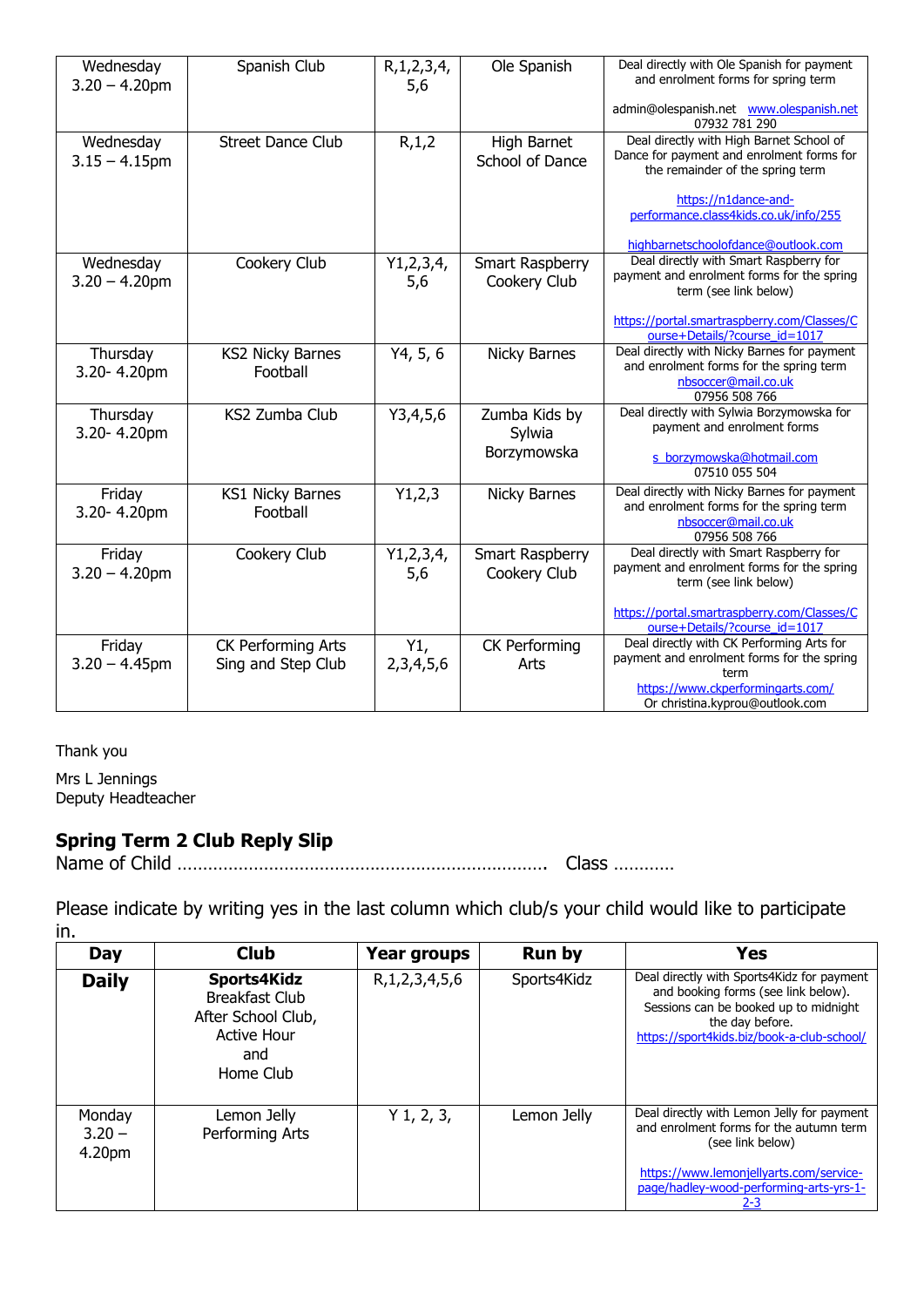| Wednesday 3.20 – 4.20pm | Spanish Club | R,1,2,3,4, 5,6 | Ole Spanish | Deal directly with Ole Spanish for payment and enrolment forms for spring term<br><br>admin@olespanish.net www.olespanish.net 07932 781 290 |
|---|---|---|---|---|
| Wednesday 3.15 – 4.15pm | Street Dance Club | R,1,2 | High Barnet School of Dance | Deal directly with High Barnet School of Dance for payment and enrolment forms for the remainder of the spring term<br><br>https://n1dance-and-performance.class4kids.co.uk/info/255<br><br>highbarnetschoolofdance@outlook.com |
| Wednesday 3.20 – 4.20pm | Cookery Club | Y1,2,3,4, 5,6 | Smart Raspberry Cookery Club | Deal directly with Smart Raspberry for payment and enrolment forms for the spring term (see link below)<br><br>https://portal.smartraspberry.com/Classes/Course+Details/?course_id=1017 |
| Thursday 3.20- 4.20pm | KS2 Nicky Barnes Football | Y4, 5, 6 | Nicky Barnes | Deal directly with Nicky Barnes for payment and enrolment forms for the spring term nbsoccer@mail.co.uk 07956 508 766 |
| Thursday 3.20- 4.20pm | KS2 Zumba Club | Y3,4,5,6 | Zumba Kids by Sylwia Borzymowska | Deal directly with Sylwia Borzymowska for payment and enrolment forms<br><br>s_borzymowska@hotmail.com 07510 055 504 |
| Friday 3.20- 4.20pm | KS1 Nicky Barnes Football | Y1,2,3 | Nicky Barnes | Deal directly with Nicky Barnes for payment and enrolment forms for the spring term nbsoccer@mail.co.uk 07956 508 766 |
| Friday 3.20 – 4.20pm | Cookery Club | Y1,2,3,4, 5,6 | Smart Raspberry Cookery Club | Deal directly with Smart Raspberry for payment and enrolment forms for the spring term (see link below)<br><br>https://portal.smartraspberry.com/Classes/Course+Details/?course_id=1017 |
| Friday 3.20 – 4.45pm | CK Performing Arts Sing and Step Club | Y1, 2,3,4,5,6 | CK Performing Arts | Deal directly with CK Performing Arts for payment and enrolment forms for the spring term https://www.ckperformingarts.com/ Or christina.kyprou@outlook.com |

Thank you

Mrs L Jennings
Deputy Headteacher

## Spring Term 2 Club Reply Slip

Name of Child ……………………………………………………………… Class …………

Please indicate by writing yes in the last column which club/s your child would like to participate in.

| Day | Club | Year groups | Run by | Yes |
|---|---|---|---|---|
| **Daily** | **Sports4Kidz** Breakfast Club After School Club, Active Hour and Home Club | R,1,2,3,4,5,6 | Sports4Kidz | Deal directly with Sports4Kidz for payment and booking forms (see link below). Sessions can be booked up to midnight the day before. https://sport4kids.biz/book-a-club-school/ |
| Monday 3.20 – 4.20pm | Lemon Jelly Performing Arts | Y 1, 2, 3, | Lemon Jelly | Deal directly with Lemon Jelly for payment and enrolment forms for the autumn term (see link below)<br><br>https://www.lemonjellyarts.com/service-page/hadley-wood-performing-arts-yrs-1-2-3 |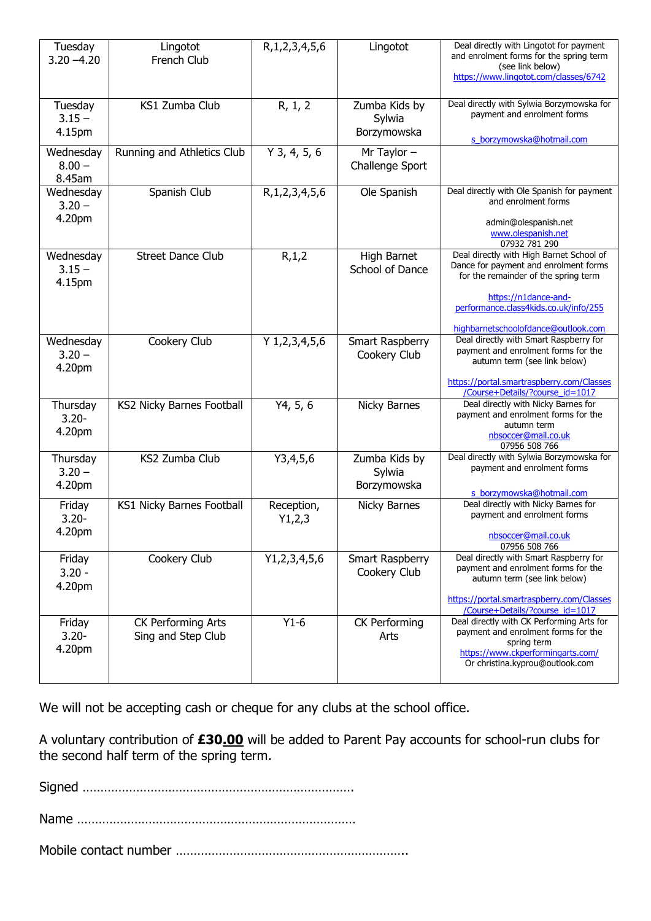| | | | | |
|---|---|---|---|---|
| Tuesday 3.20 –4.20 | Lingotot French Club | R,1,2,3,4,5,6 | Lingotot | Deal directly with Lingotot for payment and enrolment forms for the spring term (see link below) https://www.lingotot.com/classes/6742 |
| Tuesday 3.15 – 4.15pm | KS1 Zumba Club | R, 1, 2 | Zumba Kids by Sylwia Borzymowska | Deal directly with Sylwia Borzymowska for payment and enrolment forms s_borzymowska@hotmail.com |
| Wednesday 8.00 – 8.45am | Running and Athletics Club | Y 3, 4, 5, 6 | Mr Taylor – Challenge Sport | |
| Wednesday 3.20 – 4.20pm | Spanish Club | R,1,2,3,4,5,6 | Ole Spanish | Deal directly with Ole Spanish for payment and enrolment forms admin@olespanish.net www.olespanish.net 07932 781 290 |
| Wednesday 3.15 – 4.15pm | Street Dance Club | R,1,2 | High Barnet School of Dance | Deal directly with High Barnet School of Dance for payment and enrolment forms for the remainder of the spring term https://n1dance-and-performance.class4kids.co.uk/info/255 highbarnetschoolofdance@outlook.com |
| Wednesday 3.20 – 4.20pm | Cookery Club | Y 1,2,3,4,5,6 | Smart Raspberry Cookery Club | Deal directly with Smart Raspberry for payment and enrolment forms for the autumn term (see link below) https://portal.smartraspberry.com/Classes/Course+Details/?course_id=1017 |
| Thursday 3.20- 4.20pm | KS2 Nicky Barnes Football | Y4, 5, 6 | Nicky Barnes | Deal directly with Nicky Barnes for payment and enrolment forms for the autumn term nbsoccer@mail.co.uk 07956 508 766 |
| Thursday 3.20 – 4.20pm | KS2 Zumba Club | Y3,4,5,6 | Zumba Kids by Sylwia Borzymowska | Deal directly with Sylwia Borzymowska for payment and enrolment forms s_borzymowska@hotmail.com |
| Friday 3.20- 4.20pm | KS1 Nicky Barnes Football | Reception, Y1,2,3 | Nicky Barnes | Deal directly with Nicky Barnes for payment and enrolment forms nbsoccer@mail.co.uk 07956 508 766 |
| Friday 3.20 - 4.20pm | Cookery Club | Y1,2,3,4,5,6 | Smart Raspberry Cookery Club | Deal directly with Smart Raspberry for payment and enrolment forms for the autumn term (see link below) https://portal.smartraspberry.com/Classes/Course+Details/?course_id=1017 |
| Friday 3.20- 4.20pm | CK Performing Arts Sing and Step Club | Y1-6 | CK Performing Arts | Deal directly with CK Performing Arts for payment and enrolment forms for the spring term https://www.ckperformingarts.com/ Or christina.kyprou@outlook.com |

We will not be accepting cash or cheque for any clubs at the school office.

A voluntary contribution of **£30.00** will be added to Parent Pay accounts for school-run clubs for the second half term of the spring term.

Signed …………………………………………………………………

Name ……………………………………………………………………

Mobile contact number ………………………………………………………